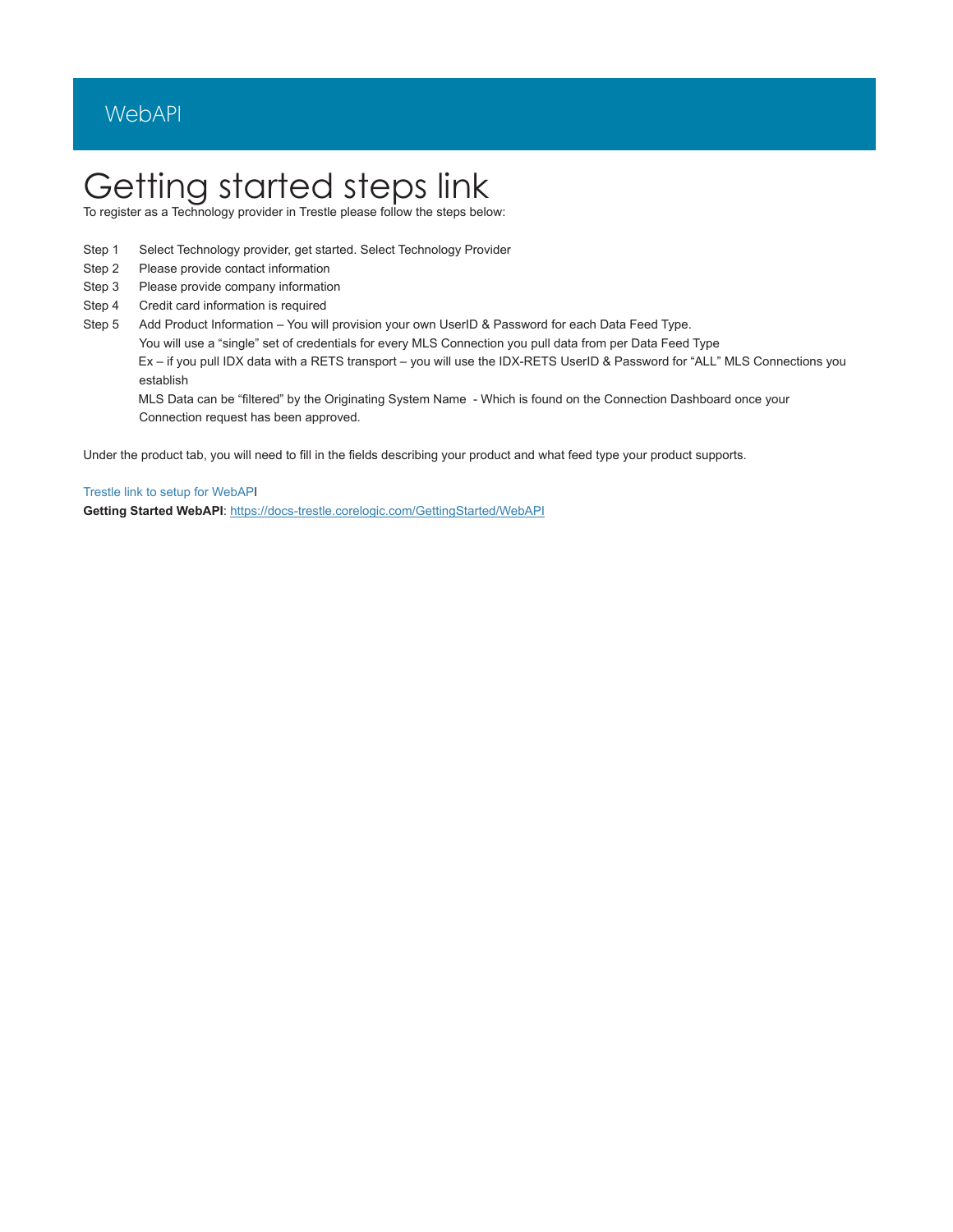# WebAPI

## Getting started steps link

To register as a Technology provider in Trestle please follow the steps below:

Step 1 Select Technology provider, get started. Select Technology Provider

Step 2 Please provide contact information

Step 3 Please provide company information

Step 4 Credit card information is required

Step 5 Add Product Information – You will provision your own UserID & Password for each Data Feed Type.
You will use a “single” set of credentials for every MLS Connection you pull data from per Data Feed Type
Ex – if you pull IDX data with a RETS transport – you will use the IDX-RETS UserID & Password for “ALL” MLS Connections you establish
MLS Data can be “filtered” by the Originating System Name - Which is found on the Connection Dashboard once your Connection request has been approved.

Under the product tab, you will need to fill in the fields describing your product and what feed type your product supports.

Trestle link to setup for WebAPI

**Getting Started WebAPI**: https://docs-trestle.corelogic.com/GettingStarted/WebAPI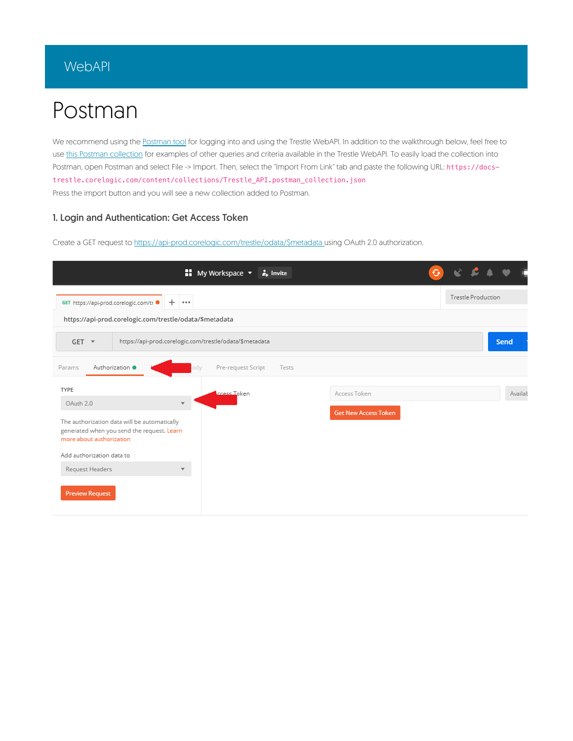# Postman

We recommend using the Postman tool for logging into and using the Trestle WebAPI. In addition to the walkthrough below, feel free to use this Postman collection for examples of other queries and criteria available in the Trestle WebAPI. To easily load the collection into Postman, open Postman and select File -> Import. Then, select the "Import From Link" tab and paste the following URL: `https://docs-trestle.corelogic.com/content/collections/Trestle_API.postman_collection.json`

Press the import button and you will see a new collection added to Postman.

### 1. Login and Authentication: Get Access Token

Create a GET request to https://api-prod.corelogic.com/trestle/odata/$metadata using OAuth 2.0 authorization.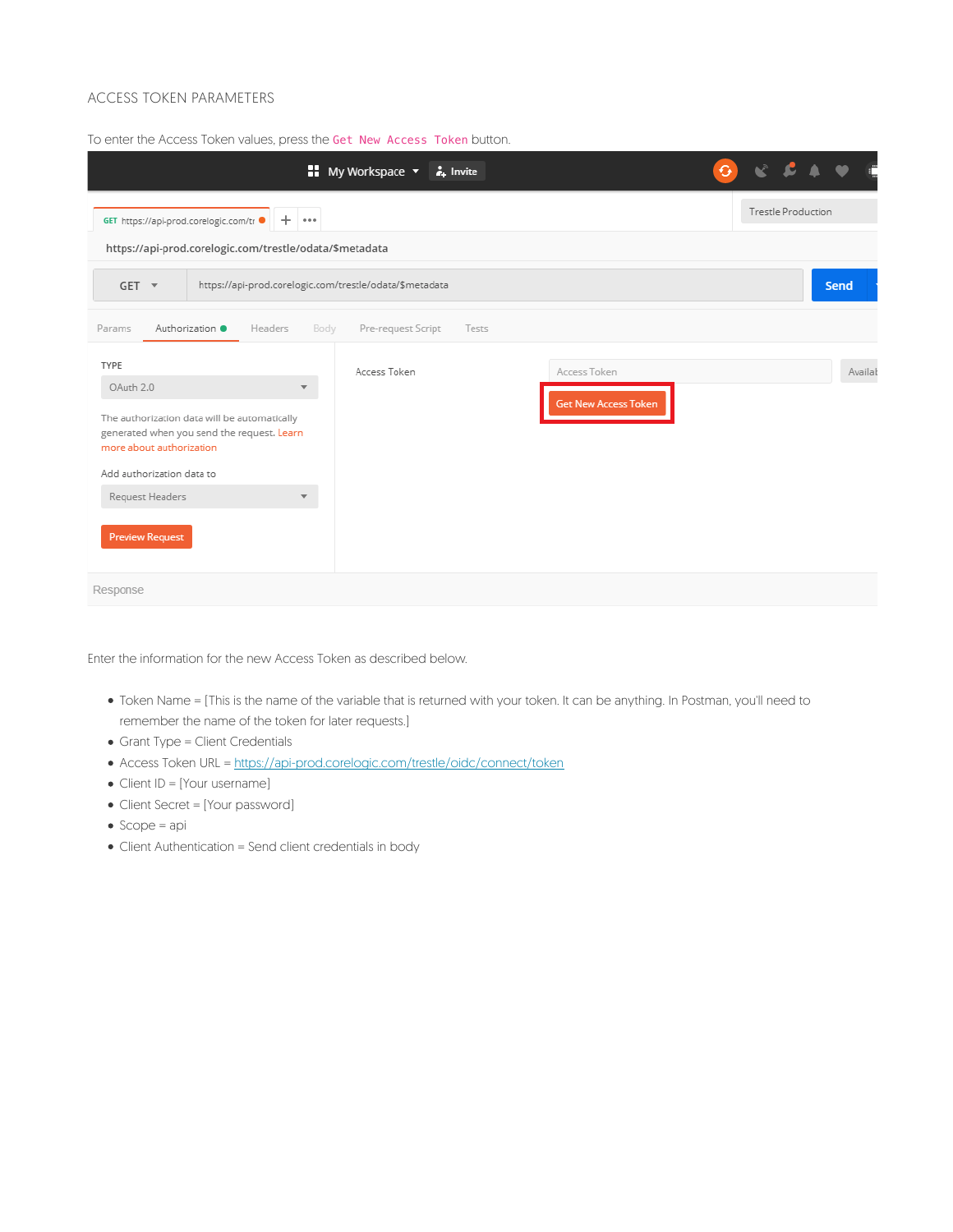ACCESS TOKEN PARAMETERS

To enter the Access Token values, press the `Get New Access Token` button.

Enter the information for the new Access Token as described below.

- Token Name = [This is the name of the variable that is returned with your token. It can be anything. In Postman, you'll need to remember the name of the token for later requests.]
- Grant Type = Client Credentials
- Access Token URL = https://api-prod.corelogic.com/trestle/oidc/connect/token
- Client ID = [Your username]
- Client Secret = [Your password]
- Scope = api
- Client Authentication = Send client credentials in body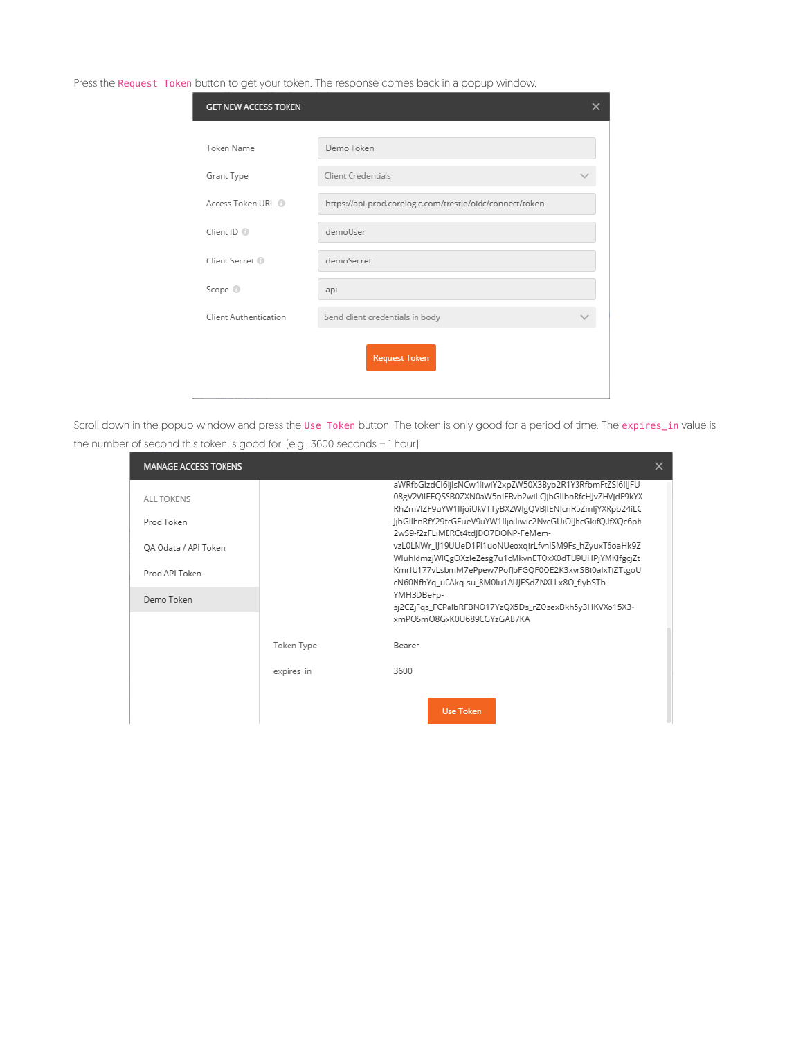Press the `Request Token` button to get your token. The response comes back in a popup window.

GET NEW ACCESS TOKEN

Token Name: Demo Token

Grant Type: Client Credentials

Access Token URL: https://api-prod.corelogic.com/trestle/oidc/connect/token

Client ID: demoUser

Client Secret: demoSecret

Scope: api

Client Authentication: Send client credentials in body

Request Token

Scroll down in the popup window and press the `Use Token` button. The token is only good for a period of time. The `expires_in` value is the number of second this token is good for. (e.g., 3600 seconds = 1 hour)

MANAGE ACCESS TOKENS

ALL TOKENS

- Prod Token
- QA Odata / API Token
- Prod API Token
- Demo Token

```
aWRfbGlzdCI6IjlsNCw1IiwiY2xpZW50X3Byb2R1Y3RfbmFtZSI6IlJFU
08gV2VilEFQSSB0ZXN0aW5nIFRvb2wiLCJjbGllbnRfcHJvZHVjdF9kYX
RhZmVlZF9uYW1lIjoiUkVTTyBXZWlgQVBJIENlcnRpZmljYXRpb24iLC
JjbGllbnRfY29tcGFueV9uYW1lIjoiliwic2NvcGUiOiJhcGkifQ.lfXQc6ph
2wS9-f2zFLiMERCt4tdJDO7DONP-FeMem-
vzL0LNWr_lJ19UUeD1Pl1uoNUeoxqirLfvnlSM9Fs_hZyuxT6oaHk9Z
WluhldmzjWlQgOXzleZesg7u1cMkvnETQxX0dTU9UHPjYMKlfgcjZt
KmrlU177vLsbmM7ePpew7PofJbFGQF0OE2K3xvrSBi0alxTiZTtgoU
cN60NfhYq_u0Akq-su_8M0lu1AUJESdZNXLLx8O_flybSTb-
YMH3DBeFp-
sj2CZjFqs_FCPalbRFBNO17YzQX5Ds_rZ0sexBkh5y3HKVXo15X3-
xmPOSmO8GxK0U689CGYzGAB7KA
```

Token Type: Bearer

expires_in: 3600

Use Token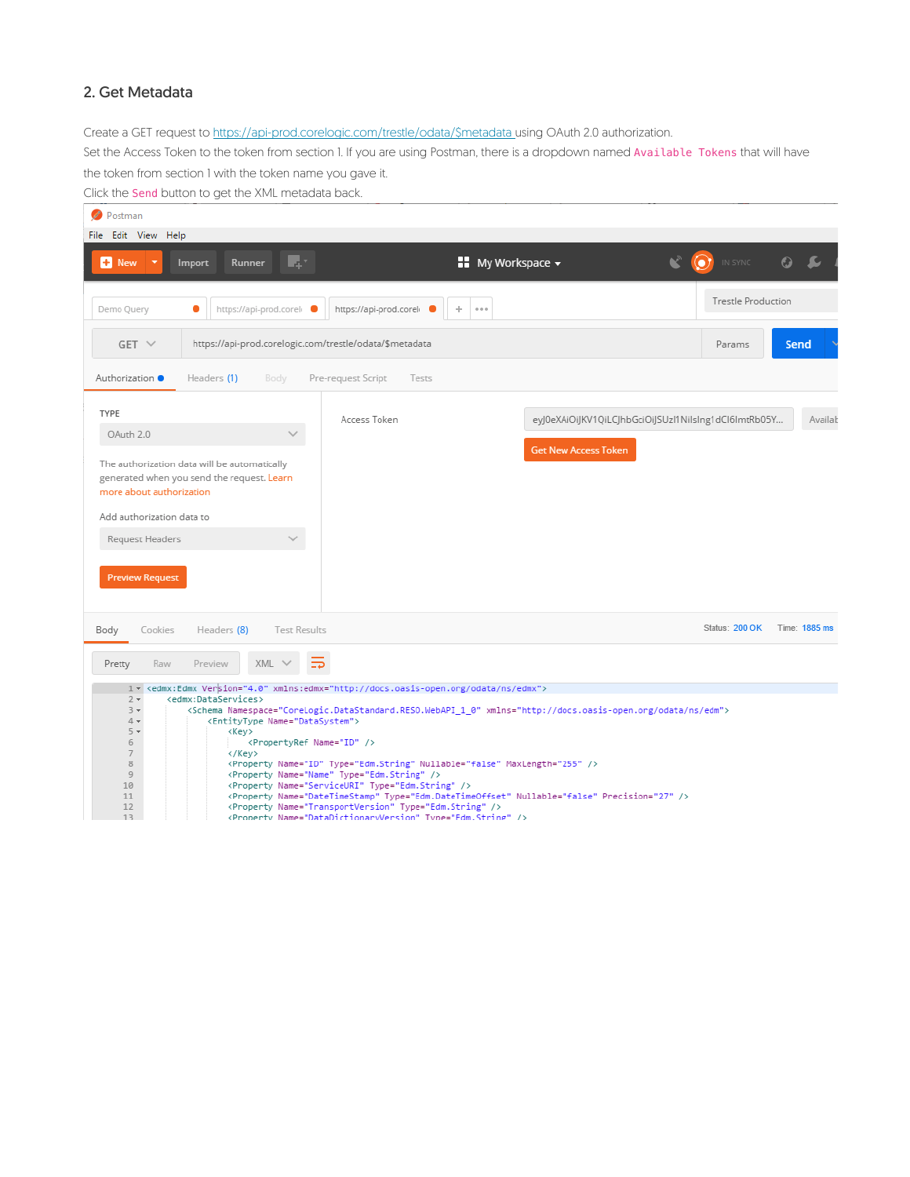## 2. Get Metadata

Create a GET request to https://api-prod.corelogic.com/trestle/odata/$metadata using OAuth 2.0 authorization.
Set the Access Token to the token from section 1. If you are using Postman, there is a dropdown named `Available Tokens` that will have the token from section 1 with the token name you gave it.
Click the `Send` button to get the XML metadata back.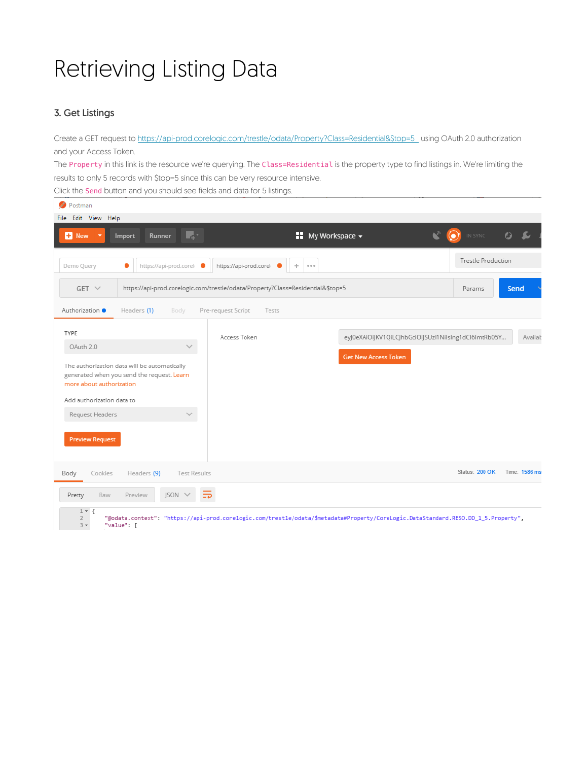# Retrieving Listing Data

### 3. Get Listings

Create a GET request to [https://api-prod.corelogic.com/trestle/odata/Property?Class=Residential&$top=5](https://api-prod.corelogic.com/trestle/odata/Property?Class=Residential&$top=5) using OAuth 2.0 authorization and your Access Token.

The `Property` in this link is the resource we're querying. The `Class=Residential` is the property type to find listings in. We're limiting the results to only 5 records with $top=5 since this can be very resource intensive.

Click the `Send` button and you should see fields and data for 5 listings.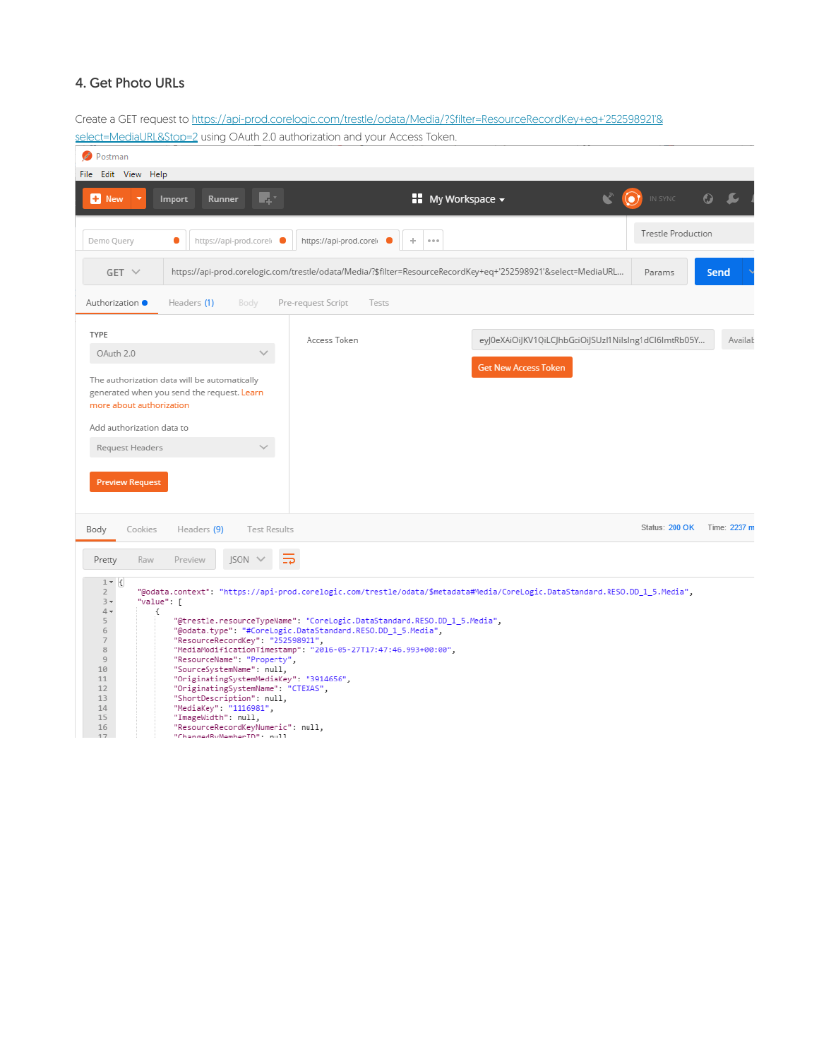## 4. Get Photo URLs

Create a GET request to https://api-prod.corelogic.com/trestle/odata/Media/?$filter=ResourceRecordKey+eq+'252598921'&select=MediaURL&$top=2 using OAuth 2.0 authorization and your Access Token.

```
{
    "@odata.context": "https://api-prod.corelogic.com/trestle/odata/$metadata#Media/CoreLogic.DataStandard.RESO.DD_1_5.Media",
    "value": [
        {
            "@trestle.resourceTypeName": "CoreLogic.DataStandard.RESO.DD_1_5.Media",
            "@odata.type": "#CoreLogic.DataStandard.RESO.DD_1_5.Media",
            "ResourceRecordKey": "252598921",
            "MediaModificationTimestamp": "2016-05-27T17:47:46.993+00:00",
            "ResourceName": "Property",
            "SourceSystemName": null,
            "OriginatingSystemMediaKey": "3914656",
            "OriginatingSystemName": "CTEXAS",
            "ShortDescription": null,
            "MediaKey": "1116981",
            "ImageWidth": null,
            "ResourceRecordKeyNumeric": null,
            "ChangedByMemberID": null
```